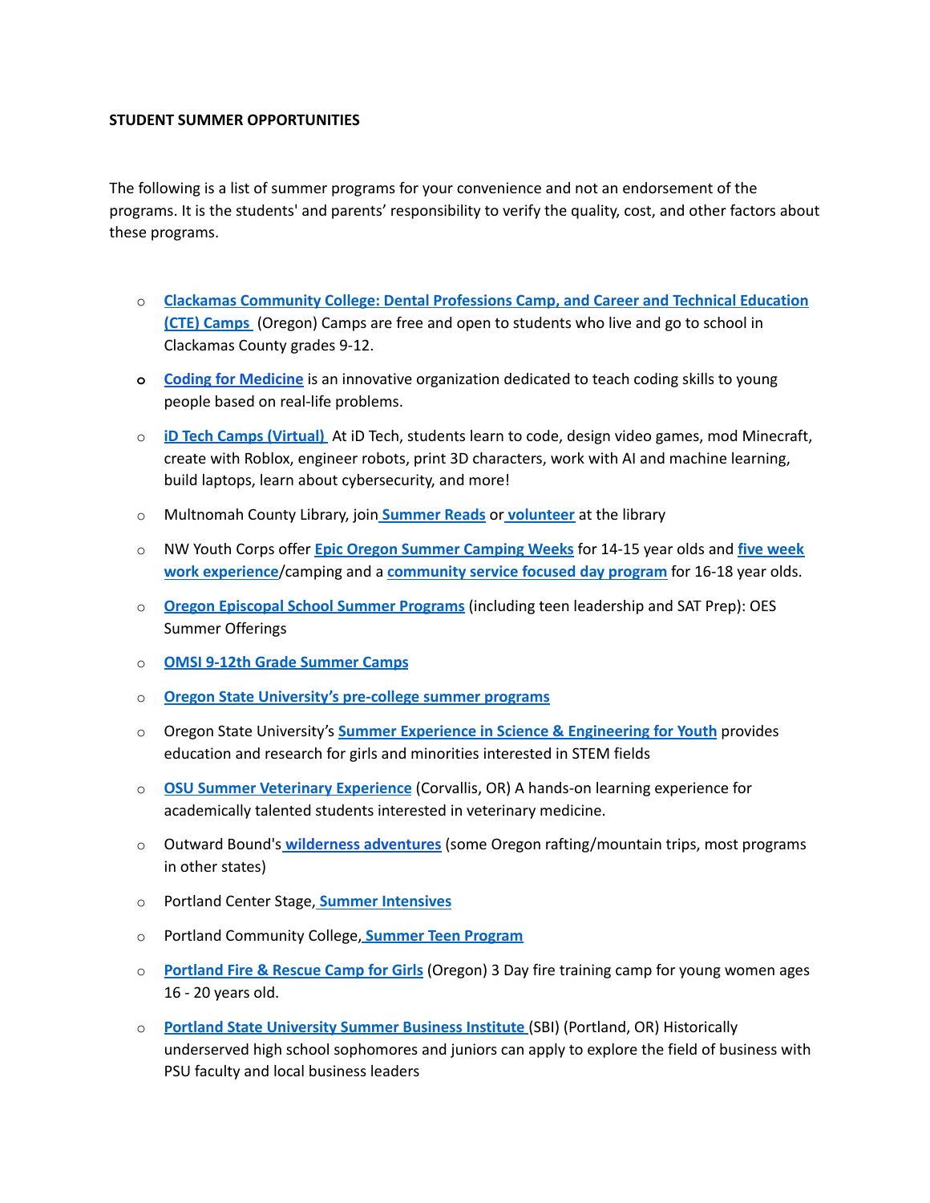**STUDENT SUMMER OPPORTUNITIES**

The following is a list of summer programs for your convenience and not an endorsement of the programs. It is the students' and parents' responsibility to verify the quality, cost, and other factors about these programs.

- **Clackamas Community College: Dental Professions Camp, and Career and Technical Education (CTE) Camps** (Oregon) Camps are free and open to students who live and go to school in Clackamas County grades 9-12.
- **Coding for Medicine** is an innovative organization dedicated to teach coding skills to young people based on real-life problems.
- **iD Tech Camps (Virtual)** At iD Tech, students learn to code, design video games, mod Minecraft, create with Roblox, engineer robots, print 3D characters, work with AI and machine learning, build laptops, learn about cybersecurity, and more!
- Multnomah County Library, join **Summer Reads** or **volunteer** at the library
- NW Youth Corps offer **Epic Oregon Summer Camping Weeks** for 14-15 year olds and **five week work experience**/camping and a **community service focused day program** for 16-18 year olds.
- **Oregon Episcopal School Summer Programs** (including teen leadership and SAT Prep): OES Summer Offerings
- **OMSI 9-12th Grade Summer Camps**
- **Oregon State University's pre-college summer programs**
- Oregon State University's **Summer Experience in Science & Engineering for Youth** provides education and research for girls and minorities interested in STEM fields
- **OSU Summer Veterinary Experience** (Corvallis, OR) A hands-on learning experience for academically talented students interested in veterinary medicine.
- Outward Bound's **wilderness adventures** (some Oregon rafting/mountain trips, most programs in other states)
- Portland Center Stage, **Summer Intensives**
- Portland Community College, **Summer Teen Program**
- **Portland Fire & Rescue Camp for Girls** (Oregon) 3 Day fire training camp for young women ages 16 - 20 years old.
- **Portland State University Summer Business Institute** (SBI) (Portland, OR) Historically underserved high school sophomores and juniors can apply to explore the field of business with PSU faculty and local business leaders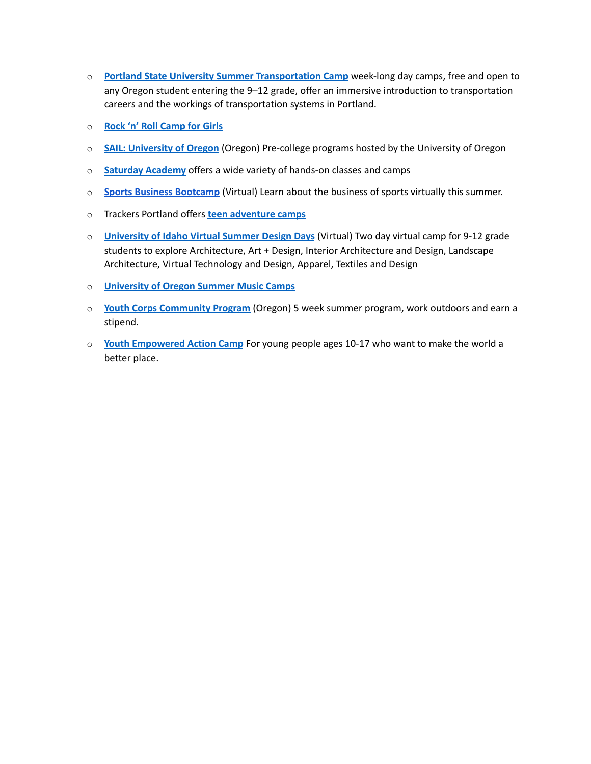- **Portland State University Summer Transportation Camp** week-long day camps, free and open to any Oregon student entering the 9–12 grade, offer an immersive introduction to transportation careers and the workings of transportation systems in Portland.
- **Rock 'n' Roll Camp for Girls**
- **SAIL: University of Oregon** (Oregon) Pre-college programs hosted by the University of Oregon
- **Saturday Academy** offers a wide variety of hands-on classes and camps
- **Sports Business Bootcamp** (Virtual) Learn about the business of sports virtually this summer.
- Trackers Portland offers **teen adventure camps**
- **University of Idaho Virtual Summer Design Days** (Virtual) Two day virtual camp for 9-12 grade students to explore Architecture, Art + Design, Interior Architecture and Design, Landscape Architecture, Virtual Technology and Design, Apparel, Textiles and Design
- **University of Oregon Summer Music Camps**
- **Youth Corps Community Program** (Oregon) 5 week summer program, work outdoors and earn a stipend.
- **Youth Empowered Action Camp** For young people ages 10-17 who want to make the world a better place.